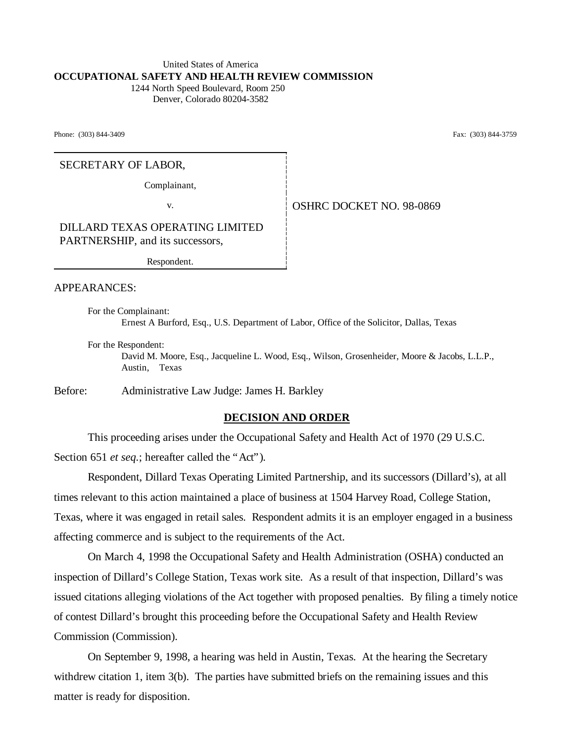United States of America

**OCCUPATIONAL SAFETY AND HEALTH REVIEW COMMISSION**

1244 North Speed Boulevard, Room 250

Denver, Colorado 80204-3582

Phone: (303) 844-3409 Fax: (303) 844-3759

SECRETARY OF LABOR,

Complainant,

v.

DILLARD TEXAS OPERATING LIMITED PARTNERSHIP, and its successors,

Respondent.

OSHRC DOCKET NO. 98-0869

APPEARANCES:

For the Complainant:
Ernest A Burford, Esq., U.S. Department of Labor, Office of the Solicitor, Dallas, Texas

For the Respondent:
David M. Moore, Esq., Jacqueline L. Wood, Esq., Wilson, Grosenheider, Moore & Jacobs, L.L.P., Austin, Texas

Before: Administrative Law Judge: James H. Barkley

## DECISION AND ORDER

This proceeding arises under the Occupational Safety and Health Act of 1970 (29 U.S.C. Section 651 *et seq.*; hereafter called the "Act").

Respondent, Dillard Texas Operating Limited Partnership, and its successors (Dillard's), at all times relevant to this action maintained a place of business at 1504 Harvey Road, College Station, Texas, where it was engaged in retail sales. Respondent admits it is an employer engaged in a business affecting commerce and is subject to the requirements of the Act.

On March 4, 1998 the Occupational Safety and Health Administration (OSHA) conducted an inspection of Dillard's College Station, Texas work site. As a result of that inspection, Dillard's was issued citations alleging violations of the Act together with proposed penalties. By filing a timely notice of contest Dillard's brought this proceeding before the Occupational Safety and Health Review Commission (Commission).

On September 9, 1998, a hearing was held in Austin, Texas. At the hearing the Secretary withdrew citation 1, item 3(b). The parties have submitted briefs on the remaining issues and this matter is ready for disposition.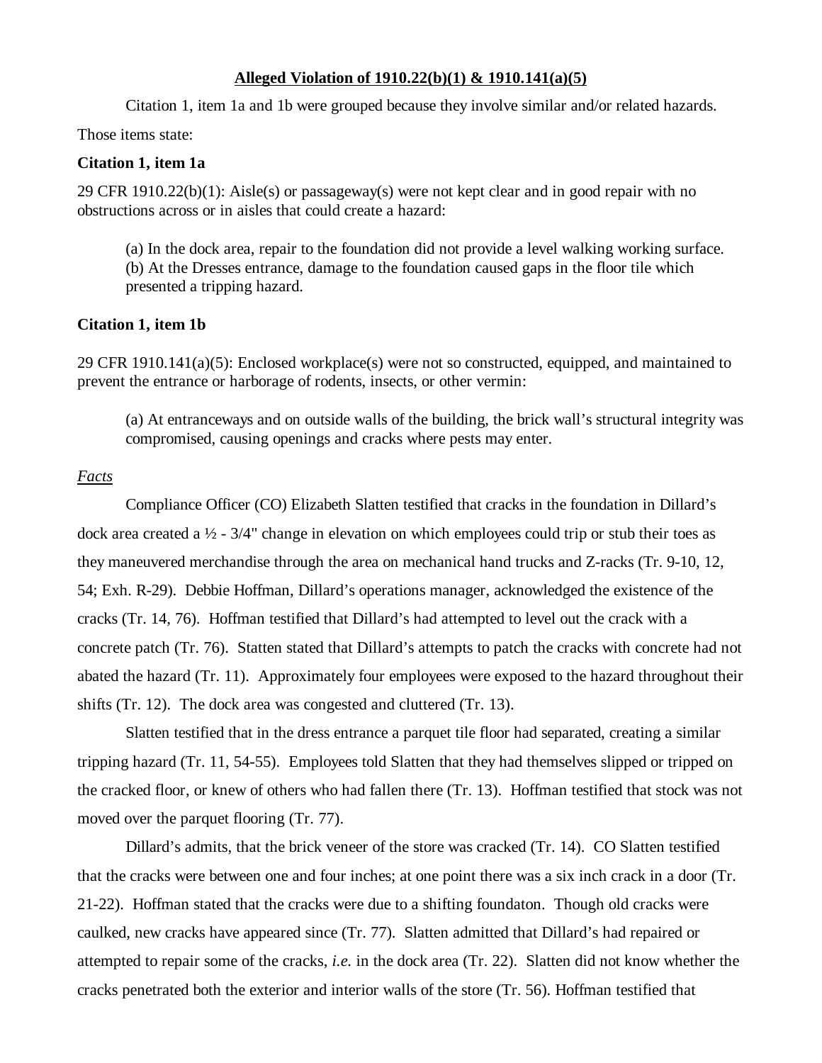**Alleged Violation of 1910.22(b)(1) & 1910.141(a)(5)**

Citation 1, item 1a and 1b were grouped because they involve similar and/or related hazards. Those items state:

**Citation 1, item 1a**

29 CFR 1910.22(b)(1): Aisle(s) or passageway(s) were not kept clear and in good repair with no obstructions across or in aisles that could create a hazard:

> (a) In the dock area, repair to the foundation did not provide a level walking working surface.
> (b) At the Dresses entrance, damage to the foundation caused gaps in the floor tile which presented a tripping hazard.

**Citation 1, item 1b**

29 CFR 1910.141(a)(5): Enclosed workplace(s) were not so constructed, equipped, and maintained to prevent the entrance or harborage of rodents, insects, or other vermin:

> (a) At entranceways and on outside walls of the building, the brick wall's structural integrity was compromised, causing openings and cracks where pests may enter.

*Facts*

Compliance Officer (CO) Elizabeth Slatten testified that cracks in the foundation in Dillard's dock area created a ½ - 3/4" change in elevation on which employees could trip or stub their toes as they maneuvered merchandise through the area on mechanical hand trucks and Z-racks (Tr. 9-10, 12, 54; Exh. R-29). Debbie Hoffman, Dillard's operations manager, acknowledged the existence of the cracks (Tr. 14, 76). Hoffman testified that Dillard's had attempted to level out the crack with a concrete patch (Tr. 76). Statten stated that Dillard's attempts to patch the cracks with concrete had not abated the hazard (Tr. 11). Approximately four employees were exposed to the hazard throughout their shifts (Tr. 12). The dock area was congested and cluttered (Tr. 13).

Slatten testified that in the dress entrance a parquet tile floor had separated, creating a similar tripping hazard (Tr. 11, 54-55). Employees told Slatten that they had themselves slipped or tripped on the cracked floor, or knew of others who had fallen there (Tr. 13). Hoffman testified that stock was not moved over the parquet flooring (Tr. 77).

Dillard's admits, that the brick veneer of the store was cracked (Tr. 14). CO Slatten testified that the cracks were between one and four inches; at one point there was a six inch crack in a door (Tr. 21-22). Hoffman stated that the cracks were due to a shifting foundaton. Though old cracks were caulked, new cracks have appeared since (Tr. 77). Slatten admitted that Dillard's had repaired or attempted to repair some of the cracks, *i.e.* in the dock area (Tr. 22). Slatten did not know whether the cracks penetrated both the exterior and interior walls of the store (Tr. 56). Hoffman testified that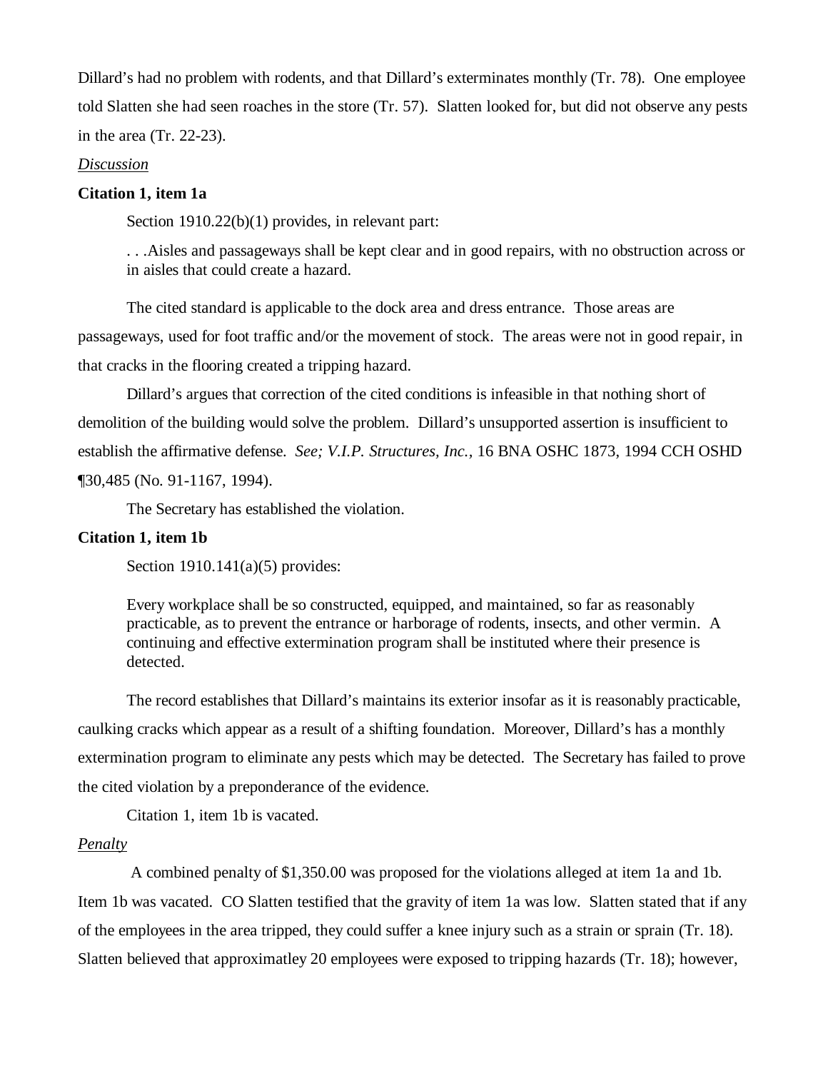Dillard's had no problem with rodents, and that Dillard's exterminates monthly (Tr. 78). One employee told Slatten she had seen roaches in the store (Tr. 57). Slatten looked for, but did not observe any pests in the area (Tr. 22-23).

*Discussion*

**Citation 1, item 1a**

Section 1910.22(b)(1) provides, in relevant part:

> . . .Aisles and passageways shall be kept clear and in good repairs, with no obstruction across or in aisles that could create a hazard.

The cited standard is applicable to the dock area and dress entrance. Those areas are passageways, used for foot traffic and/or the movement of stock. The areas were not in good repair, in that cracks in the flooring created a tripping hazard.

Dillard's argues that correction of the cited conditions is infeasible in that nothing short of demolition of the building would solve the problem. Dillard's unsupported assertion is insufficient to establish the affirmative defense. *See; V.I.P. Structures, Inc.*, 16 BNA OSHC 1873, 1994 CCH OSHD ¶30,485 (No. 91-1167, 1994).

The Secretary has established the violation.

**Citation 1, item 1b**

Section 1910.141(a)(5) provides:

> Every workplace shall be so constructed, equipped, and maintained, so far as reasonably practicable, as to prevent the entrance or harborage of rodents, insects, and other vermin. A continuing and effective extermination program shall be instituted where their presence is detected.

The record establishes that Dillard's maintains its exterior insofar as it is reasonably practicable, caulking cracks which appear as a result of a shifting foundation. Moreover, Dillard's has a monthly extermination program to eliminate any pests which may be detected. The Secretary has failed to prove the cited violation by a preponderance of the evidence.

Citation 1, item 1b is vacated.

*Penalty*

A combined penalty of $1,350.00 was proposed for the violations alleged at item 1a and 1b. Item 1b was vacated. CO Slatten testified that the gravity of item 1a was low. Slatten stated that if any of the employees in the area tripped, they could suffer a knee injury such as a strain or sprain (Tr. 18). Slatten believed that approximatley 20 employees were exposed to tripping hazards (Tr. 18); however,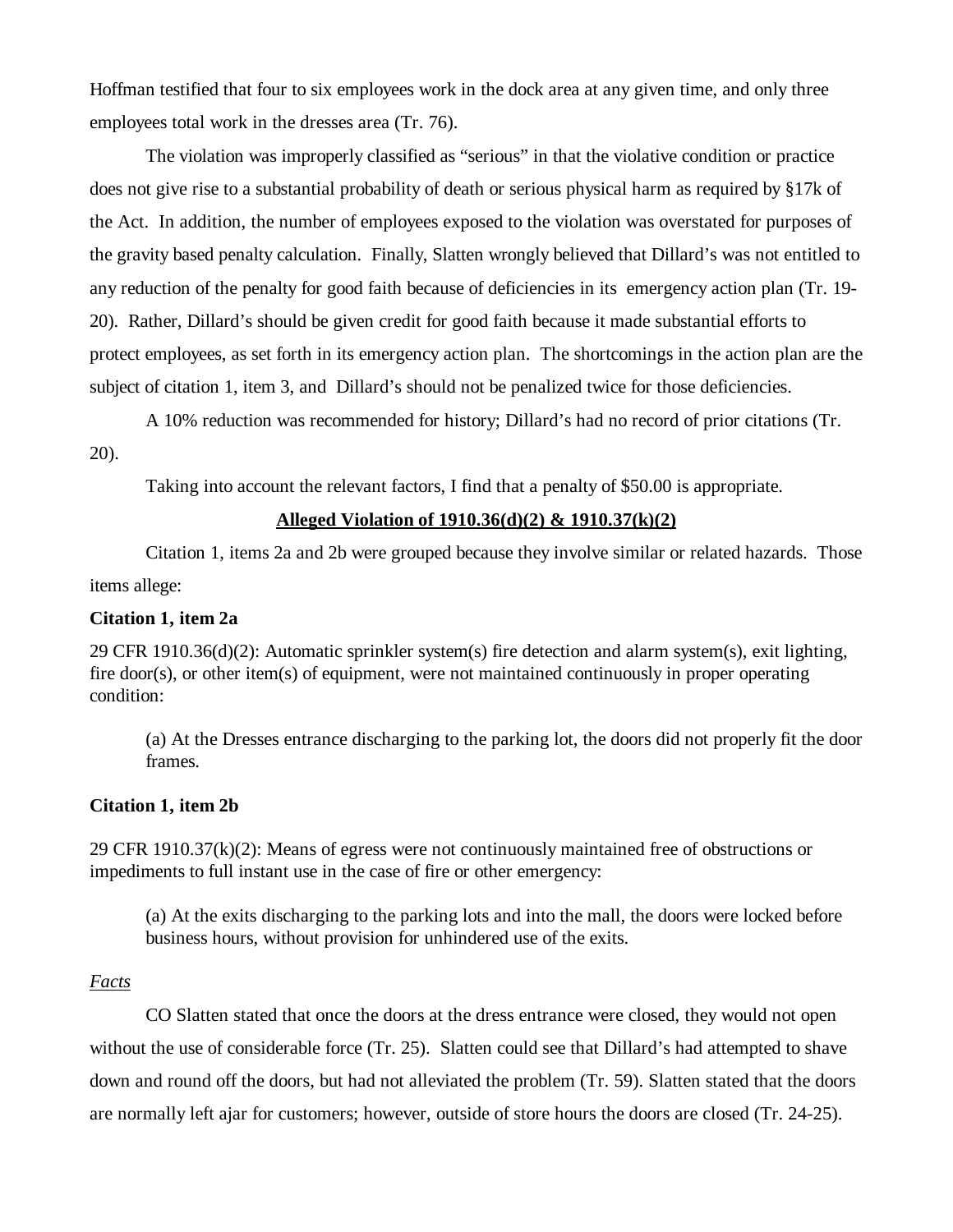Hoffman testified that four to six employees work in the dock area at any given time, and only three employees total work in the dresses area (Tr. 76).

The violation was improperly classified as "serious" in that the violative condition or practice does not give rise to a substantial probability of death or serious physical harm as required by §17k of the Act. In addition, the number of employees exposed to the violation was overstated for purposes of the gravity based penalty calculation. Finally, Slatten wrongly believed that Dillard's was not entitled to any reduction of the penalty for good faith because of deficiencies in its emergency action plan (Tr. 19-20). Rather, Dillard's should be given credit for good faith because it made substantial efforts to protect employees, as set forth in its emergency action plan. The shortcomings in the action plan are the subject of citation 1, item 3, and Dillard's should not be penalized twice for those deficiencies.

A 10% reduction was recommended for history; Dillard's had no record of prior citations (Tr. 20).

Taking into account the relevant factors, I find that a penalty of $50.00 is appropriate.

**Alleged Violation of 1910.36(d)(2) & 1910.37(k)(2)**

Citation 1, items 2a and 2b were grouped because they involve similar or related hazards. Those items allege:

**Citation 1, item 2a**

29 CFR 1910.36(d)(2): Automatic sprinkler system(s) fire detection and alarm system(s), exit lighting, fire door(s), or other item(s) of equipment, were not maintained continuously in proper operating condition:

> (a) At the Dresses entrance discharging to the parking lot, the doors did not properly fit the door frames.

**Citation 1, item 2b**

29 CFR 1910.37(k)(2): Means of egress were not continuously maintained free of obstructions or impediments to full instant use in the case of fire or other emergency:

> (a) At the exits discharging to the parking lots and into the mall, the doors were locked before business hours, without provision for unhindered use of the exits.

*Facts*

CO Slatten stated that once the doors at the dress entrance were closed, they would not open without the use of considerable force (Tr. 25). Slatten could see that Dillard's had attempted to shave down and round off the doors, but had not alleviated the problem (Tr. 59). Slatten stated that the doors are normally left ajar for customers; however, outside of store hours the doors are closed (Tr. 24-25).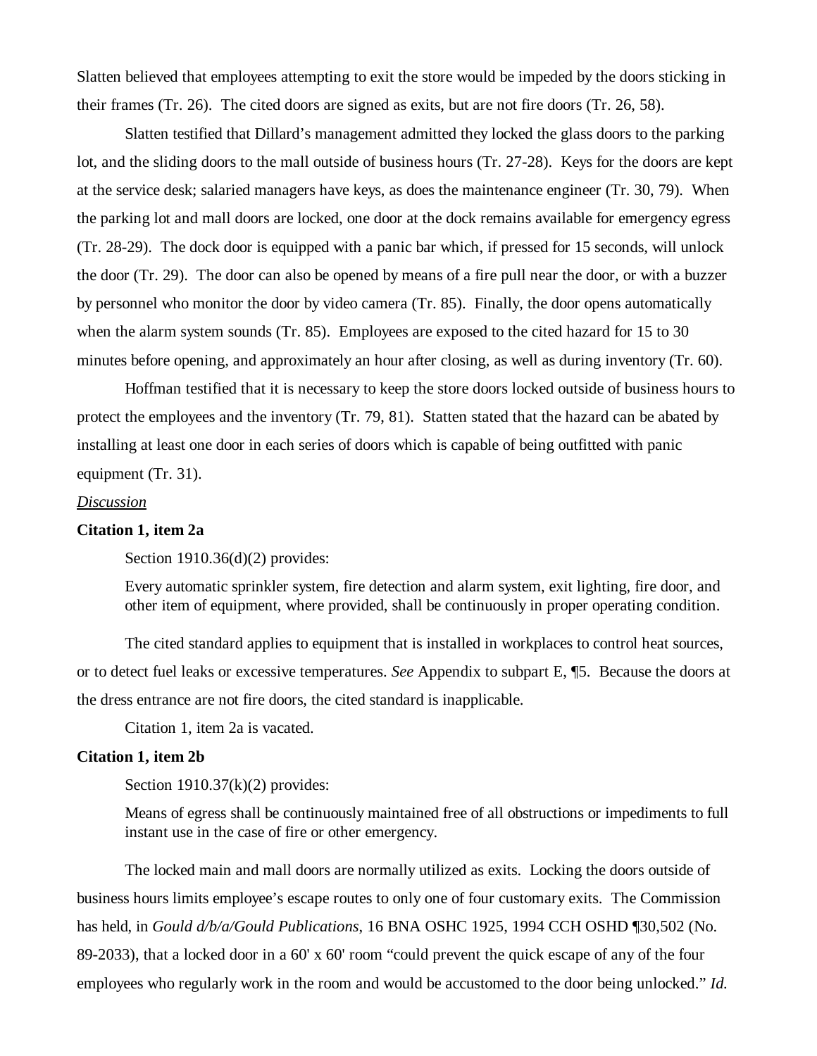Slatten believed that employees attempting to exit the store would be impeded by the doors sticking in their frames (Tr. 26). The cited doors are signed as exits, but are not fire doors (Tr. 26, 58).

Slatten testified that Dillard's management admitted they locked the glass doors to the parking lot, and the sliding doors to the mall outside of business hours (Tr. 27-28). Keys for the doors are kept at the service desk; salaried managers have keys, as does the maintenance engineer (Tr. 30, 79). When the parking lot and mall doors are locked, one door at the dock remains available for emergency egress (Tr. 28-29). The dock door is equipped with a panic bar which, if pressed for 15 seconds, will unlock the door (Tr. 29). The door can also be opened by means of a fire pull near the door, or with a buzzer by personnel who monitor the door by video camera (Tr. 85). Finally, the door opens automatically when the alarm system sounds (Tr. 85). Employees are exposed to the cited hazard for 15 to 30 minutes before opening, and approximately an hour after closing, as well as during inventory (Tr. 60).

Hoffman testified that it is necessary to keep the store doors locked outside of business hours to protect the employees and the inventory (Tr. 79, 81). Statten stated that the hazard can be abated by installing at least one door in each series of doors which is capable of being outfitted with panic equipment (Tr. 31).

*Discussion*

**Citation 1, item 2a**

Section 1910.36(d)(2) provides:

> Every automatic sprinkler system, fire detection and alarm system, exit lighting, fire door, and other item of equipment, where provided, shall be continuously in proper operating condition.

The cited standard applies to equipment that is installed in workplaces to control heat sources, or to detect fuel leaks or excessive temperatures. *See* Appendix to subpart E, ¶5. Because the doors at the dress entrance are not fire doors, the cited standard is inapplicable.

Citation 1, item 2a is vacated.

**Citation 1, item 2b**

Section 1910.37(k)(2) provides:

> Means of egress shall be continuously maintained free of all obstructions or impediments to full instant use in the case of fire or other emergency.

The locked main and mall doors are normally utilized as exits. Locking the doors outside of business hours limits employee's escape routes to only one of four customary exits. The Commission has held, in *Gould d/b/a/Gould Publications*, 16 BNA OSHC 1925, 1994 CCH OSHD ¶30,502 (No. 89-2033), that a locked door in a 60' x 60' room "could prevent the quick escape of any of the four employees who regularly work in the room and would be accustomed to the door being unlocked." *Id.*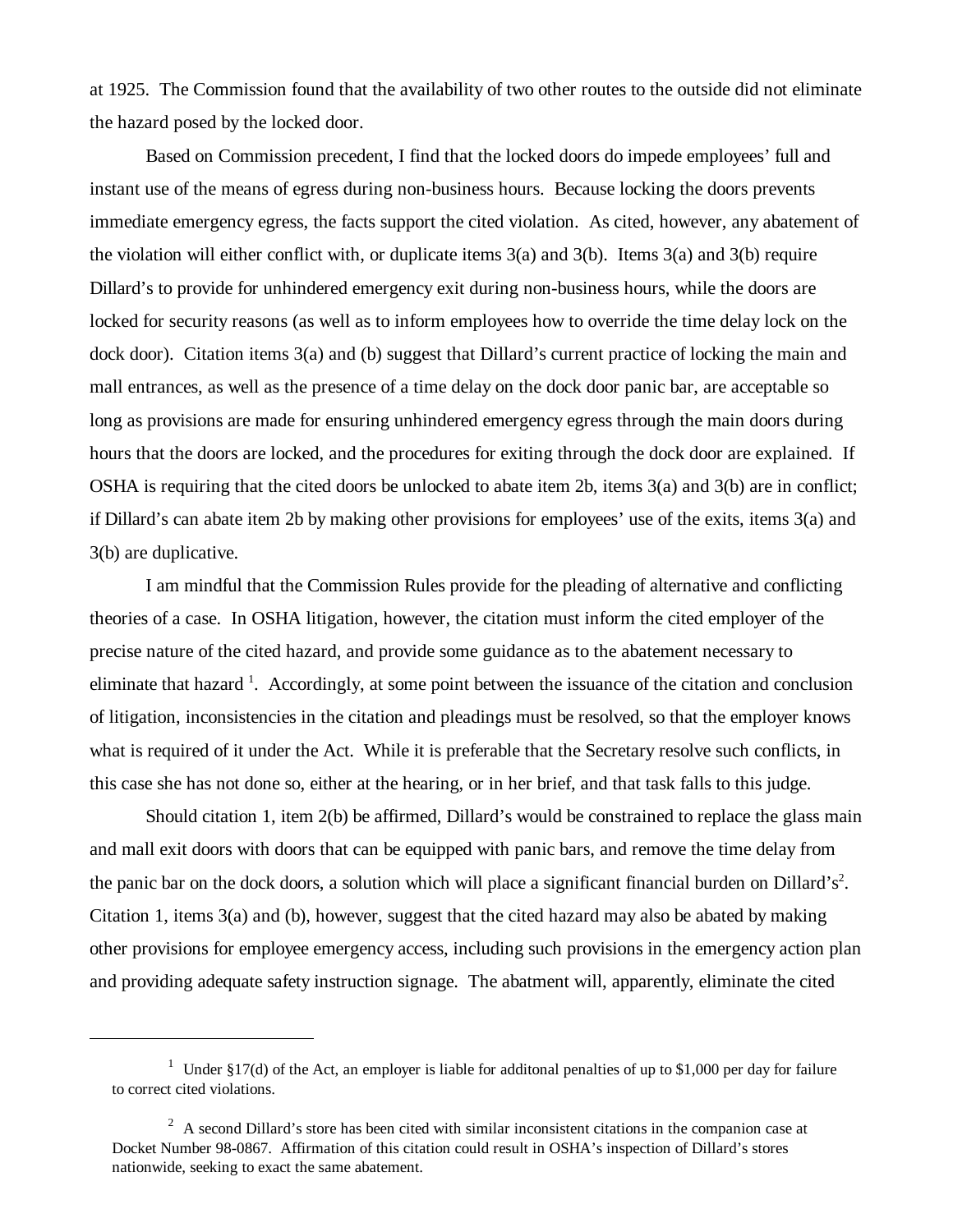at 1925. The Commission found that the availability of two other routes to the outside did not eliminate the hazard posed by the locked door.

Based on Commission precedent, I find that the locked doors do impede employees' full and instant use of the means of egress during non-business hours. Because locking the doors prevents immediate emergency egress, the facts support the cited violation. As cited, however, any abatement of the violation will either conflict with, or duplicate items 3(a) and 3(b). Items 3(a) and 3(b) require Dillard's to provide for unhindered emergency exit during non-business hours, while the doors are locked for security reasons (as well as to inform employees how to override the time delay lock on the dock door). Citation items 3(a) and (b) suggest that Dillard's current practice of locking the main and mall entrances, as well as the presence of a time delay on the dock door panic bar, are acceptable so long as provisions are made for ensuring unhindered emergency egress through the main doors during hours that the doors are locked, and the procedures for exiting through the dock door are explained. If OSHA is requiring that the cited doors be unlocked to abate item 2b, items 3(a) and 3(b) are in conflict; if Dillard's can abate item 2b by making other provisions for employees' use of the exits, items 3(a) and 3(b) are duplicative.

I am mindful that the Commission Rules provide for the pleading of alternative and conflicting theories of a case. In OSHA litigation, however, the citation must inform the cited employer of the precise nature of the cited hazard, and provide some guidance as to the abatement necessary to eliminate that hazard [1]. Accordingly, at some point between the issuance of the citation and conclusion of litigation, inconsistencies in the citation and pleadings must be resolved, so that the employer knows what is required of it under the Act. While it is preferable that the Secretary resolve such conflicts, in this case she has not done so, either at the hearing, or in her brief, and that task falls to this judge.

Should citation 1, item 2(b) be affirmed, Dillard's would be constrained to replace the glass main and mall exit doors with doors that can be equipped with panic bars, and remove the time delay from the panic bar on the dock doors, a solution which will place a significant financial burden on Dillard's[2]. Citation 1, items 3(a) and (b), however, suggest that the cited hazard may also be abated by making other provisions for employee emergency access, including such provisions in the emergency action plan and providing adequate safety instruction signage. The abatment will, apparently, eliminate the cited

---

[1] Under §17(d) of the Act, an employer is liable for additonal penalties of up to $1,000 per day for failure to correct cited violations.

[2] A second Dillard's store has been cited with similar inconsistent citations in the companion case at Docket Number 98-0867. Affirmation of this citation could result in OSHA's inspection of Dillard's stores nationwide, seeking to exact the same abatement.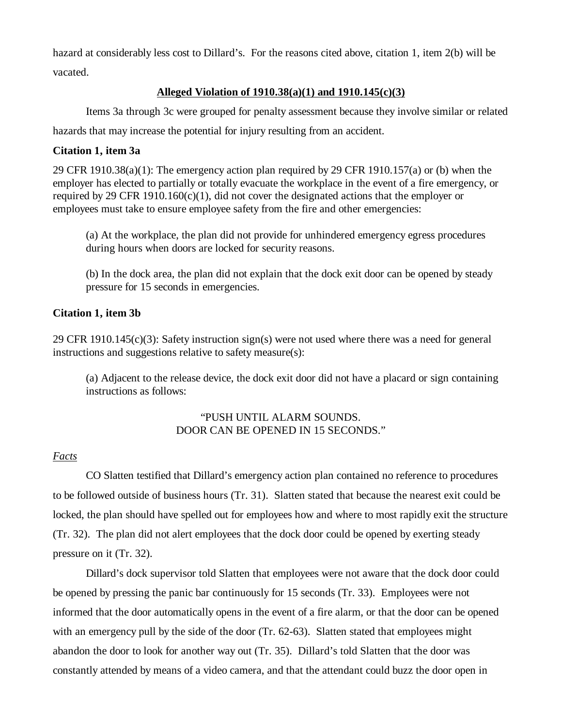hazard at considerably less cost to Dillard's. For the reasons cited above, citation 1, item 2(b) will be vacated.

**Alleged Violation of 1910.38(a)(1) and 1910.145(c)(3)**

Items 3a through 3c were grouped for penalty assessment because they involve similar or related hazards that may increase the potential for injury resulting from an accident.

**Citation 1, item 3a**

29 CFR 1910.38(a)(1): The emergency action plan required by 29 CFR 1910.157(a) or (b) when the employer has elected to partially or totally evacuate the workplace in the event of a fire emergency, or required by 29 CFR 1910.160(c)(1), did not cover the designated actions that the employer or employees must take to ensure employee safety from the fire and other emergencies:

> (a) At the workplace, the plan did not provide for unhindered emergency egress procedures during hours when doors are locked for security reasons.
>
> (b) In the dock area, the plan did not explain that the dock exit door can be opened by steady pressure for 15 seconds in emergencies.

**Citation 1, item 3b**

29 CFR 1910.145(c)(3): Safety instruction sign(s) were not used where there was a need for general instructions and suggestions relative to safety measure(s):

> (a) Adjacent to the release device, the dock exit door did not have a placard or sign containing instructions as follows:
>
> "PUSH UNTIL ALARM SOUNDS.
> DOOR CAN BE OPENED IN 15 SECONDS."

*Facts*

CO Slatten testified that Dillard's emergency action plan contained no reference to procedures to be followed outside of business hours (Tr. 31). Slatten stated that because the nearest exit could be locked, the plan should have spelled out for employees how and where to most rapidly exit the structure (Tr. 32). The plan did not alert employees that the dock door could be opened by exerting steady pressure on it (Tr. 32).

Dillard's dock supervisor told Slatten that employees were not aware that the dock door could be opened by pressing the panic bar continuously for 15 seconds (Tr. 33). Employees were not informed that the door automatically opens in the event of a fire alarm, or that the door can be opened with an emergency pull by the side of the door (Tr. 62-63). Slatten stated that employees might abandon the door to look for another way out (Tr. 35). Dillard's told Slatten that the door was constantly attended by means of a video camera, and that the attendant could buzz the door open in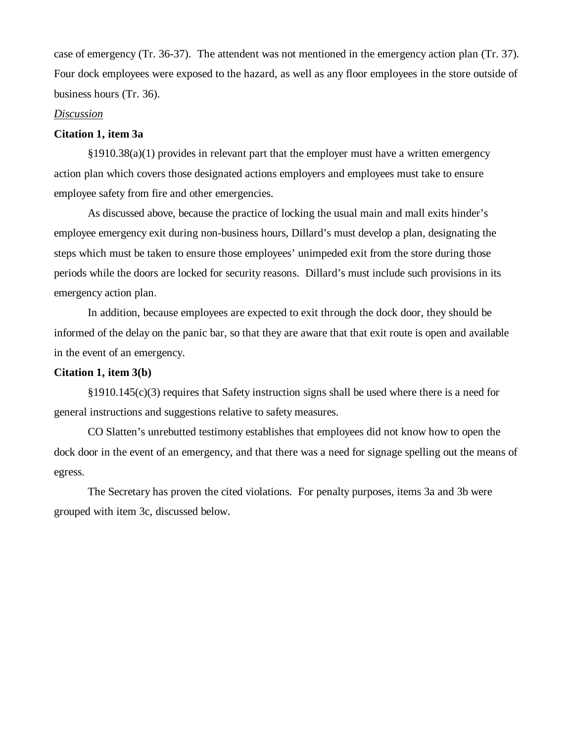case of emergency (Tr. 36-37). The attendent was not mentioned in the emergency action plan (Tr. 37). Four dock employees were exposed to the hazard, as well as any floor employees in the store outside of business hours (Tr. 36).

*Discussion*

**Citation 1, item 3a**

§1910.38(a)(1) provides in relevant part that the employer must have a written emergency action plan which covers those designated actions employers and employees must take to ensure employee safety from fire and other emergencies.

As discussed above, because the practice of locking the usual main and mall exits hinder's employee emergency exit during non-business hours, Dillard's must develop a plan, designating the steps which must be taken to ensure those employees' unimpeded exit from the store during those periods while the doors are locked for security reasons. Dillard's must include such provisions in its emergency action plan.

In addition, because employees are expected to exit through the dock door, they should be informed of the delay on the panic bar, so that they are aware that that exit route is open and available in the event of an emergency.

**Citation 1, item 3(b)**

§1910.145(c)(3) requires that Safety instruction signs shall be used where there is a need for general instructions and suggestions relative to safety measures.

CO Slatten's unrebutted testimony establishes that employees did not know how to open the dock door in the event of an emergency, and that there was a need for signage spelling out the means of egress.

The Secretary has proven the cited violations. For penalty purposes, items 3a and 3b were grouped with item 3c, discussed below.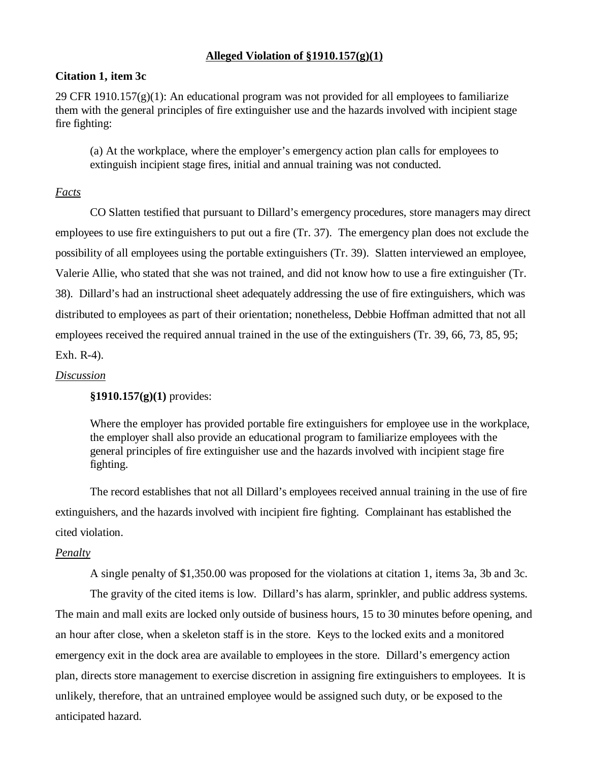**Alleged Violation of §1910.157(g)(1)**

**Citation 1, item 3c**

29 CFR 1910.157(g)(1): An educational program was not provided for all employees to familiarize them with the general principles of fire extinguisher use and the hazards involved with incipient stage fire fighting:

> (a) At the workplace, where the employer's emergency action plan calls for employees to extinguish incipient stage fires, initial and annual training was not conducted.

*Facts*

CO Slatten testified that pursuant to Dillard's emergency procedures, store managers may direct employees to use fire extinguishers to put out a fire (Tr. 37). The emergency plan does not exclude the possibility of all employees using the portable extinguishers (Tr. 39). Slatten interviewed an employee, Valerie Allie, who stated that she was not trained, and did not know how to use a fire extinguisher (Tr. 38). Dillard's had an instructional sheet adequately addressing the use of fire extinguishers, which was distributed to employees as part of their orientation; nonetheless, Debbie Hoffman admitted that not all employees received the required annual trained in the use of the extinguishers (Tr. 39, 66, 73, 85, 95; Exh. R-4).

*Discussion*

**§1910.157(g)(1)** provides:

> Where the employer has provided portable fire extinguishers for employee use in the workplace, the employer shall also provide an educational program to familiarize employees with the general principles of fire extinguisher use and the hazards involved with incipient stage fire fighting.

The record establishes that not all Dillard's employees received annual training in the use of fire extinguishers, and the hazards involved with incipient fire fighting. Complainant has established the cited violation.

*Penalty*

A single penalty of $1,350.00 was proposed for the violations at citation 1, items 3a, 3b and 3c.

The gravity of the cited items is low. Dillard's has alarm, sprinkler, and public address systems. The main and mall exits are locked only outside of business hours, 15 to 30 minutes before opening, and an hour after close, when a skeleton staff is in the store. Keys to the locked exits and a monitored emergency exit in the dock area are available to employees in the store. Dillard's emergency action plan, directs store management to exercise discretion in assigning fire extinguishers to employees. It is unlikely, therefore, that an untrained employee would be assigned such duty, or be exposed to the anticipated hazard.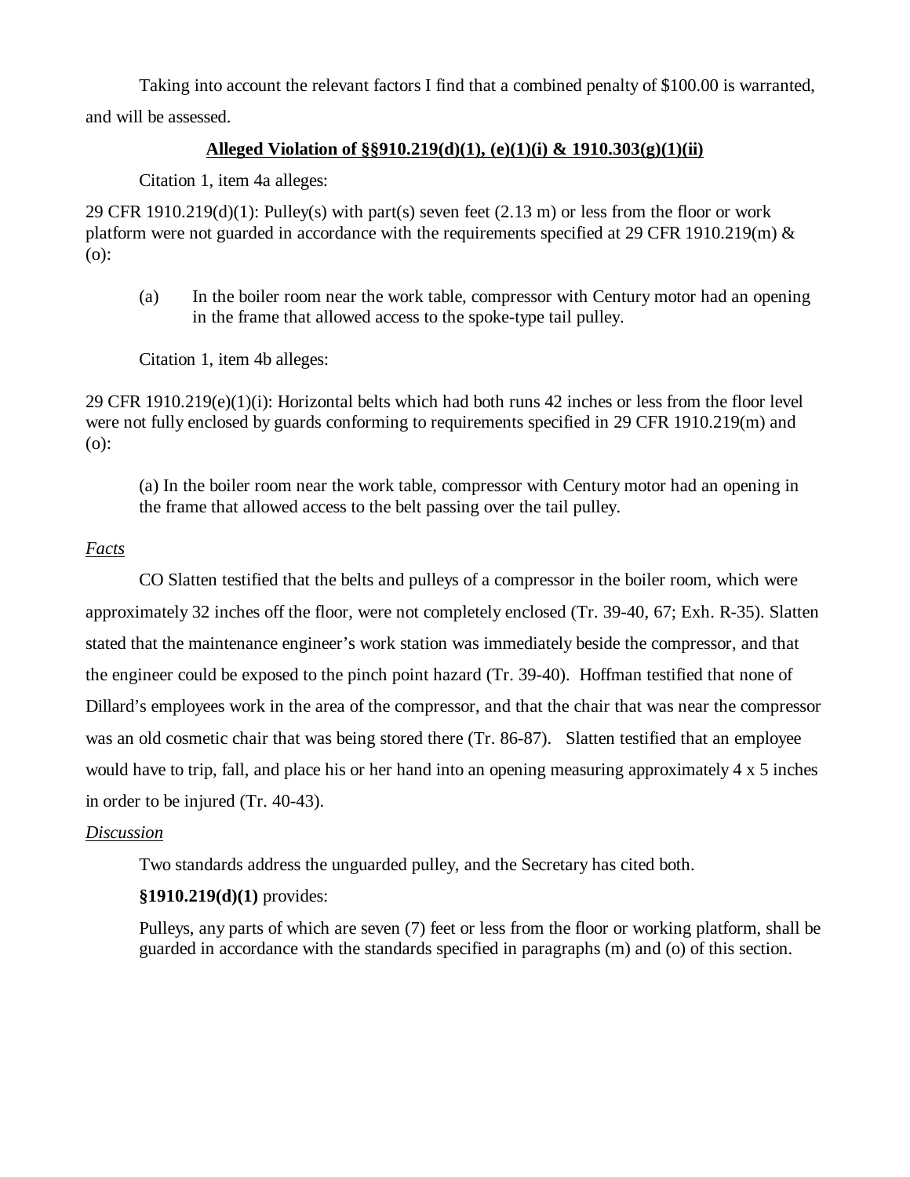Taking into account the relevant factors I find that a combined penalty of $100.00 is warranted, and will be assessed.

**Alleged Violation of §§910.219(d)(1), (e)(1)(i) & 1910.303(g)(1)(ii)**

Citation 1, item 4a alleges:

29 CFR 1910.219(d)(1): Pulley(s) with part(s) seven feet (2.13 m) or less from the floor or work platform were not guarded in accordance with the requirements specified at 29 CFR 1910.219(m) & (o):

> (a) In the boiler room near the work table, compressor with Century motor had an opening in the frame that allowed access to the spoke-type tail pulley.

Citation 1, item 4b alleges:

29 CFR 1910.219(e)(1)(i): Horizontal belts which had both runs 42 inches or less from the floor level were not fully enclosed by guards conforming to requirements specified in 29 CFR 1910.219(m) and (o):

> (a) In the boiler room near the work table, compressor with Century motor had an opening in the frame that allowed access to the belt passing over the tail pulley.

*Facts*

CO Slatten testified that the belts and pulleys of a compressor in the boiler room, which were approximately 32 inches off the floor, were not completely enclosed (Tr. 39-40, 67; Exh. R-35). Slatten stated that the maintenance engineer's work station was immediately beside the compressor, and that the engineer could be exposed to the pinch point hazard (Tr. 39-40). Hoffman testified that none of Dillard's employees work in the area of the compressor, and that the chair that was near the compressor was an old cosmetic chair that was being stored there (Tr. 86-87). Slatten testified that an employee would have to trip, fall, and place his or her hand into an opening measuring approximately 4 x 5 inches in order to be injured (Tr. 40-43).

*Discussion*

Two standards address the unguarded pulley, and the Secretary has cited both.

**§1910.219(d)(1)** provides:

> Pulleys, any parts of which are seven (7) feet or less from the floor or working platform, shall be guarded in accordance with the standards specified in paragraphs (m) and (o) of this section.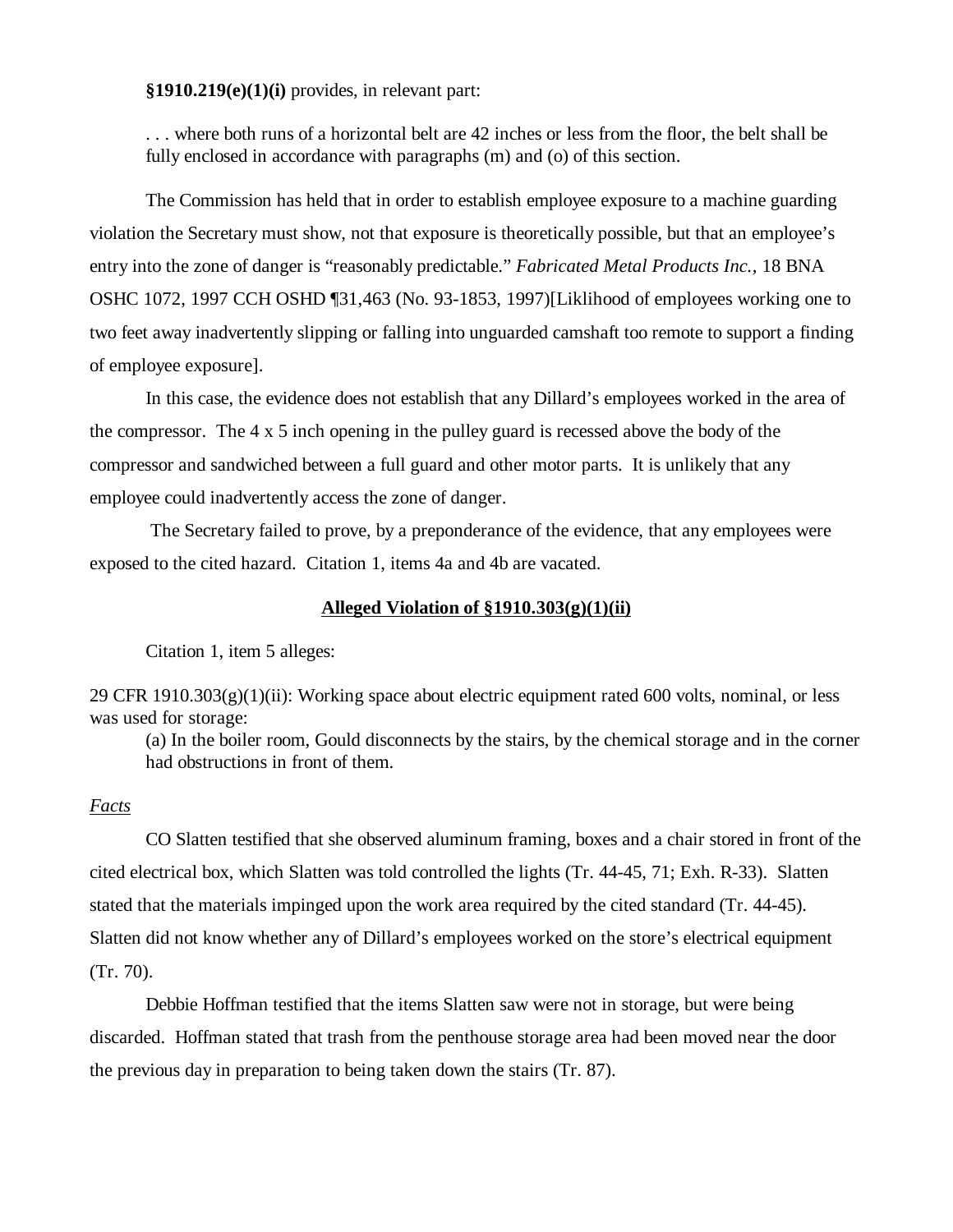**§1910.219(e)(1)(i)** provides, in relevant part:

> . . . where both runs of a horizontal belt are 42 inches or less from the floor, the belt shall be fully enclosed in accordance with paragraphs (m) and (o) of this section.

The Commission has held that in order to establish employee exposure to a machine guarding violation the Secretary must show, not that exposure is theoretically possible, but that an employee's entry into the zone of danger is "reasonably predictable." *Fabricated Metal Products Inc.*, 18 BNA OSHC 1072, 1997 CCH OSHD ¶31,463 (No. 93-1853, 1997)[Liklihood of employees working one to two feet away inadvertently slipping or falling into unguarded camshaft too remote to support a finding of employee exposure].

In this case, the evidence does not establish that any Dillard's employees worked in the area of the compressor. The 4 x 5 inch opening in the pulley guard is recessed above the body of the compressor and sandwiched between a full guard and other motor parts. It is unlikely that any employee could inadvertently access the zone of danger.

The Secretary failed to prove, by a preponderance of the evidence, that any employees were exposed to the cited hazard. Citation 1, items 4a and 4b are vacated.

## Alleged Violation of §1910.303(g)(1)(ii)

Citation 1, item 5 alleges:

29 CFR 1910.303(g)(1)(ii): Working space about electric equipment rated 600 volts, nominal, or less was used for storage:

> (a) In the boiler room, Gould disconnects by the stairs, by the chemical storage and in the corner had obstructions in front of them.

*Facts*

CO Slatten testified that she observed aluminum framing, boxes and a chair stored in front of the cited electrical box, which Slatten was told controlled the lights (Tr. 44-45, 71; Exh. R-33). Slatten stated that the materials impinged upon the work area required by the cited standard (Tr. 44-45). Slatten did not know whether any of Dillard's employees worked on the store's electrical equipment (Tr. 70).

Debbie Hoffman testified that the items Slatten saw were not in storage, but were being discarded. Hoffman stated that trash from the penthouse storage area had been moved near the door the previous day in preparation to being taken down the stairs (Tr. 87).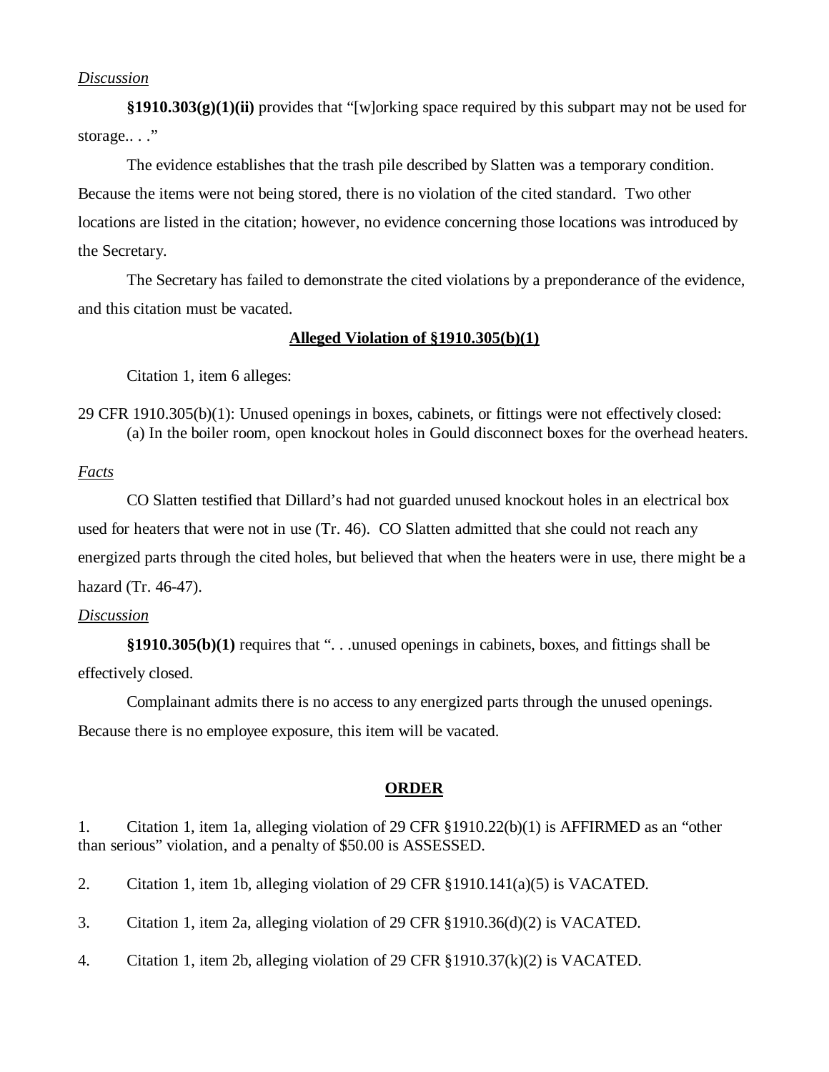*Discussion*

**§1910.303(g)(1)(ii)** provides that "[w]orking space required by this subpart may not be used for storage.. . ."

The evidence establishes that the trash pile described by Slatten was a temporary condition. Because the items were not being stored, there is no violation of the cited standard. Two other locations are listed in the citation; however, no evidence concerning those locations was introduced by the Secretary.

The Secretary has failed to demonstrate the cited violations by a preponderance of the evidence, and this citation must be vacated.

**<u>Alleged Violation of §1910.305(b)(1)</u>**

Citation 1, item 6 alleges:

29 CFR 1910.305(b)(1): Unused openings in boxes, cabinets, or fittings were not effectively closed:
(a) In the boiler room, open knockout holes in Gould disconnect boxes for the overhead heaters.

*Facts*

CO Slatten testified that Dillard's had not guarded unused knockout holes in an electrical box used for heaters that were not in use (Tr. 46). CO Slatten admitted that she could not reach any energized parts through the cited holes, but believed that when the heaters were in use, there might be a hazard (Tr. 46-47).

*Discussion*

**§1910.305(b)(1)** requires that ". . .unused openings in cabinets, boxes, and fittings shall be effectively closed.

Complainant admits there is no access to any energized parts through the unused openings. Because there is no employee exposure, this item will be vacated.

**<u>ORDER</u>**

1. Citation 1, item 1a, alleging violation of 29 CFR §1910.22(b)(1) is AFFIRMED as an "other than serious" violation, and a penalty of $50.00 is ASSESSED.

2. Citation 1, item 1b, alleging violation of 29 CFR §1910.141(a)(5) is VACATED.

3. Citation 1, item 2a, alleging violation of 29 CFR §1910.36(d)(2) is VACATED.

4. Citation 1, item 2b, alleging violation of 29 CFR §1910.37(k)(2) is VACATED.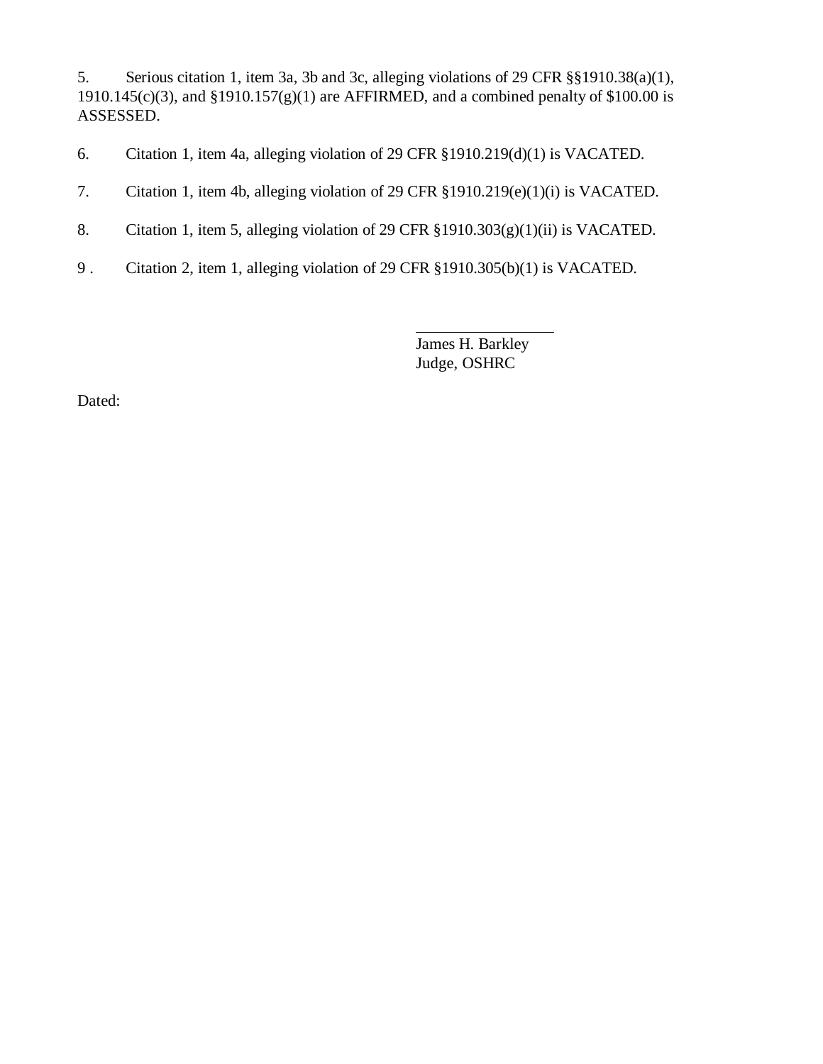5. Serious citation 1, item 3a, 3b and 3c, alleging violations of 29 CFR §§1910.38(a)(1), 1910.145(c)(3), and §1910.157(g)(1) are AFFIRMED, and a combined penalty of $100.00 is ASSESSED.

6. Citation 1, item 4a, alleging violation of 29 CFR §1910.219(d)(1) is VACATED.

7. Citation 1, item 4b, alleging violation of 29 CFR §1910.219(e)(1)(i) is VACATED.

8. Citation 1, item 5, alleging violation of 29 CFR §1910.303(g)(1)(ii) is VACATED.

9 . Citation 2, item 1, alleging violation of 29 CFR §1910.305(b)(1) is VACATED.

James H. Barkley
Judge, OSHRC

Dated: